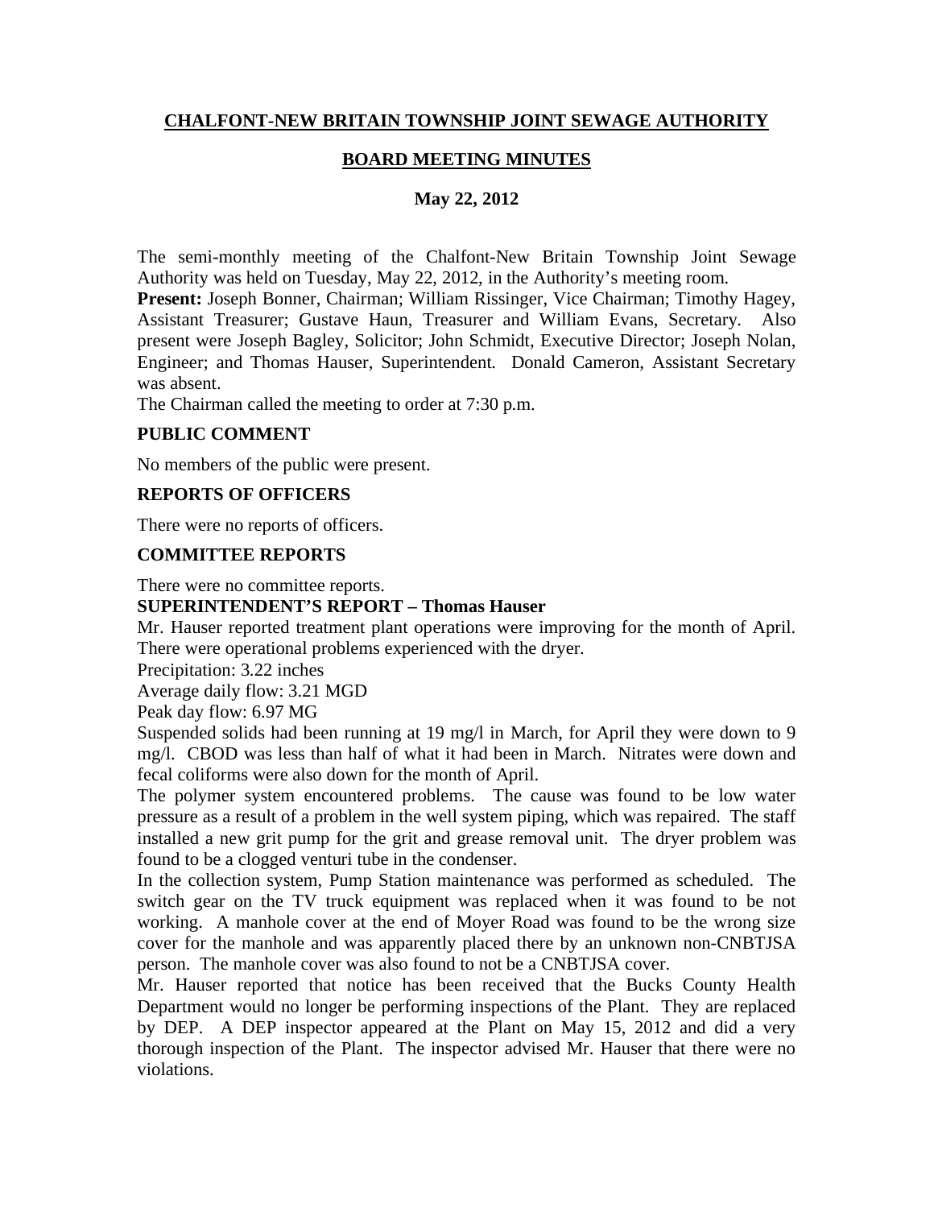**CHALFONT-NEW BRITAIN TOWNSHIP JOINT SEWAGE AUTHORITY**

**BOARD MEETING MINUTES**

**May 22, 2012**

The semi-monthly meeting of the Chalfont-New Britain Township Joint Sewage Authority was held on Tuesday, May 22, 2012, in the Authority's meeting room.
**Present:** Joseph Bonner, Chairman; William Rissinger, Vice Chairman; Timothy Hagey, Assistant Treasurer; Gustave Haun, Treasurer and William Evans, Secretary. Also present were Joseph Bagley, Solicitor; John Schmidt, Executive Director; Joseph Nolan, Engineer; and Thomas Hauser, Superintendent. Donald Cameron, Assistant Secretary was absent.
The Chairman called the meeting to order at 7:30 p.m.

**PUBLIC COMMENT**

No members of the public were present.

**REPORTS OF OFFICERS**

There were no reports of officers.

**COMMITTEE REPORTS**

There were no committee reports.

**SUPERINTENDENT'S REPORT – Thomas Hauser**

Mr. Hauser reported treatment plant operations were improving for the month of April. There were operational problems experienced with the dryer.
Precipitation: 3.22 inches
Average daily flow: 3.21 MGD
Peak day flow: 6.97 MG
Suspended solids had been running at 19 mg/l in March, for April they were down to 9 mg/l. CBOD was less than half of what it had been in March. Nitrates were down and fecal coliforms were also down for the month of April.
The polymer system encountered problems. The cause was found to be low water pressure as a result of a problem in the well system piping, which was repaired. The staff installed a new grit pump for the grit and grease removal unit. The dryer problem was found to be a clogged venturi tube in the condenser.
In the collection system, Pump Station maintenance was performed as scheduled. The switch gear on the TV truck equipment was replaced when it was found to be not working. A manhole cover at the end of Moyer Road was found to be the wrong size cover for the manhole and was apparently placed there by an unknown non-CNBTJSA person. The manhole cover was also found to not be a CNBTJSA cover.
Mr. Hauser reported that notice has been received that the Bucks County Health Department would no longer be performing inspections of the Plant. They are replaced by DEP. A DEP inspector appeared at the Plant on May 15, 2012 and did a very thorough inspection of the Plant. The inspector advised Mr. Hauser that there were no violations.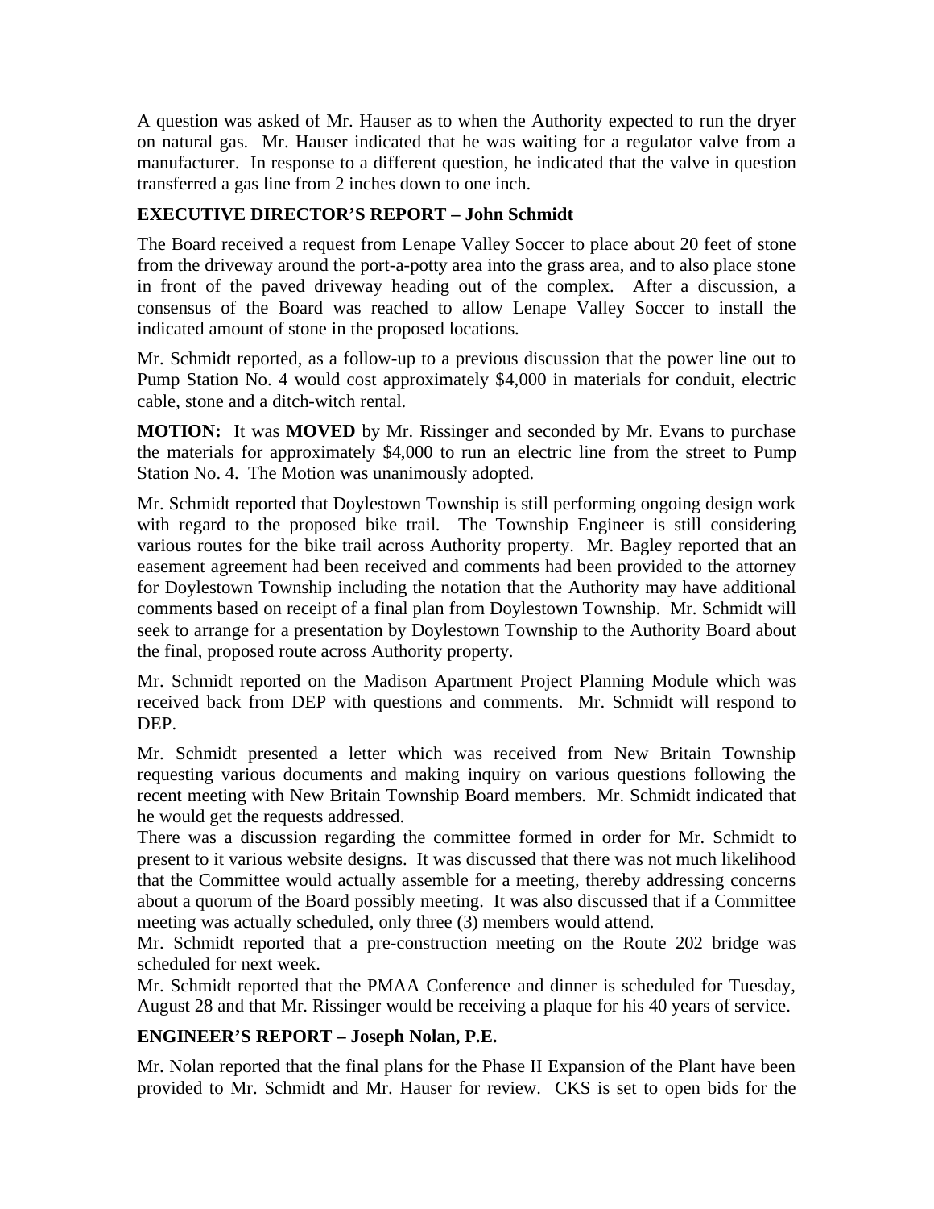A question was asked of Mr. Hauser as to when the Authority expected to run the dryer on natural gas. Mr. Hauser indicated that he was waiting for a regulator valve from a manufacturer. In response to a different question, he indicated that the valve in question transferred a gas line from 2 inches down to one inch.

**EXECUTIVE DIRECTOR'S REPORT – John Schmidt**

The Board received a request from Lenape Valley Soccer to place about 20 feet of stone from the driveway around the port-a-potty area into the grass area, and to also place stone in front of the paved driveway heading out of the complex. After a discussion, a consensus of the Board was reached to allow Lenape Valley Soccer to install the indicated amount of stone in the proposed locations.

Mr. Schmidt reported, as a follow-up to a previous discussion that the power line out to Pump Station No. 4 would cost approximately $4,000 in materials for conduit, electric cable, stone and a ditch-witch rental.

**MOTION:** It was **MOVED** by Mr. Rissinger and seconded by Mr. Evans to purchase the materials for approximately $4,000 to run an electric line from the street to Pump Station No. 4. The Motion was unanimously adopted.

Mr. Schmidt reported that Doylestown Township is still performing ongoing design work with regard to the proposed bike trail. The Township Engineer is still considering various routes for the bike trail across Authority property. Mr. Bagley reported that an easement agreement had been received and comments had been provided to the attorney for Doylestown Township including the notation that the Authority may have additional comments based on receipt of a final plan from Doylestown Township. Mr. Schmidt will seek to arrange for a presentation by Doylestown Township to the Authority Board about the final, proposed route across Authority property.

Mr. Schmidt reported on the Madison Apartment Project Planning Module which was received back from DEP with questions and comments. Mr. Schmidt will respond to DEP.

Mr. Schmidt presented a letter which was received from New Britain Township requesting various documents and making inquiry on various questions following the recent meeting with New Britain Township Board members. Mr. Schmidt indicated that he would get the requests addressed.

There was a discussion regarding the committee formed in order for Mr. Schmidt to present to it various website designs. It was discussed that there was not much likelihood that the Committee would actually assemble for a meeting, thereby addressing concerns about a quorum of the Board possibly meeting. It was also discussed that if a Committee meeting was actually scheduled, only three (3) members would attend.

Mr. Schmidt reported that a pre-construction meeting on the Route 202 bridge was scheduled for next week.

Mr. Schmidt reported that the PMAA Conference and dinner is scheduled for Tuesday, August 28 and that Mr. Rissinger would be receiving a plaque for his 40 years of service.

**ENGINEER'S REPORT – Joseph Nolan, P.E.**

Mr. Nolan reported that the final plans for the Phase II Expansion of the Plant have been provided to Mr. Schmidt and Mr. Hauser for review. CKS is set to open bids for the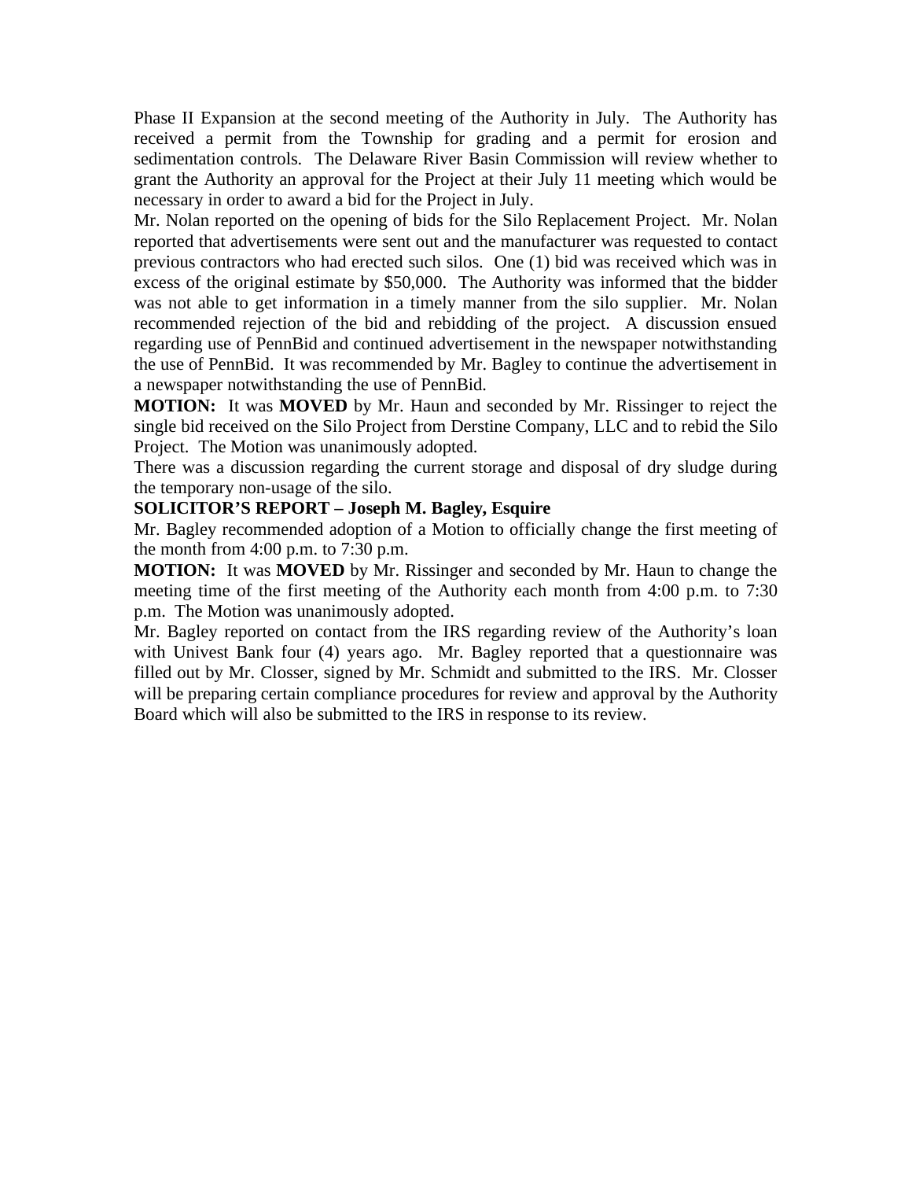Phase II Expansion at the second meeting of the Authority in July. The Authority has received a permit from the Township for grading and a permit for erosion and sedimentation controls. The Delaware River Basin Commission will review whether to grant the Authority an approval for the Project at their July 11 meeting which would be necessary in order to award a bid for the Project in July.

Mr. Nolan reported on the opening of bids for the Silo Replacement Project. Mr. Nolan reported that advertisements were sent out and the manufacturer was requested to contact previous contractors who had erected such silos. One (1) bid was received which was in excess of the original estimate by $50,000. The Authority was informed that the bidder was not able to get information in a timely manner from the silo supplier. Mr. Nolan recommended rejection of the bid and rebidding of the project. A discussion ensued regarding use of PennBid and continued advertisement in the newspaper notwithstanding the use of PennBid. It was recommended by Mr. Bagley to continue the advertisement in a newspaper notwithstanding the use of PennBid.

**MOTION:** It was **MOVED** by Mr. Haun and seconded by Mr. Rissinger to reject the single bid received on the Silo Project from Derstine Company, LLC and to rebid the Silo Project. The Motion was unanimously adopted.

There was a discussion regarding the current storage and disposal of dry sludge during the temporary non-usage of the silo.

**SOLICITOR'S REPORT – Joseph M. Bagley, Esquire**

Mr. Bagley recommended adoption of a Motion to officially change the first meeting of the month from 4:00 p.m. to 7:30 p.m.

**MOTION:** It was **MOVED** by Mr. Rissinger and seconded by Mr. Haun to change the meeting time of the first meeting of the Authority each month from 4:00 p.m. to 7:30 p.m. The Motion was unanimously adopted.

Mr. Bagley reported on contact from the IRS regarding review of the Authority's loan with Univest Bank four (4) years ago. Mr. Bagley reported that a questionnaire was filled out by Mr. Closser, signed by Mr. Schmidt and submitted to the IRS. Mr. Closser will be preparing certain compliance procedures for review and approval by the Authority Board which will also be submitted to the IRS in response to its review.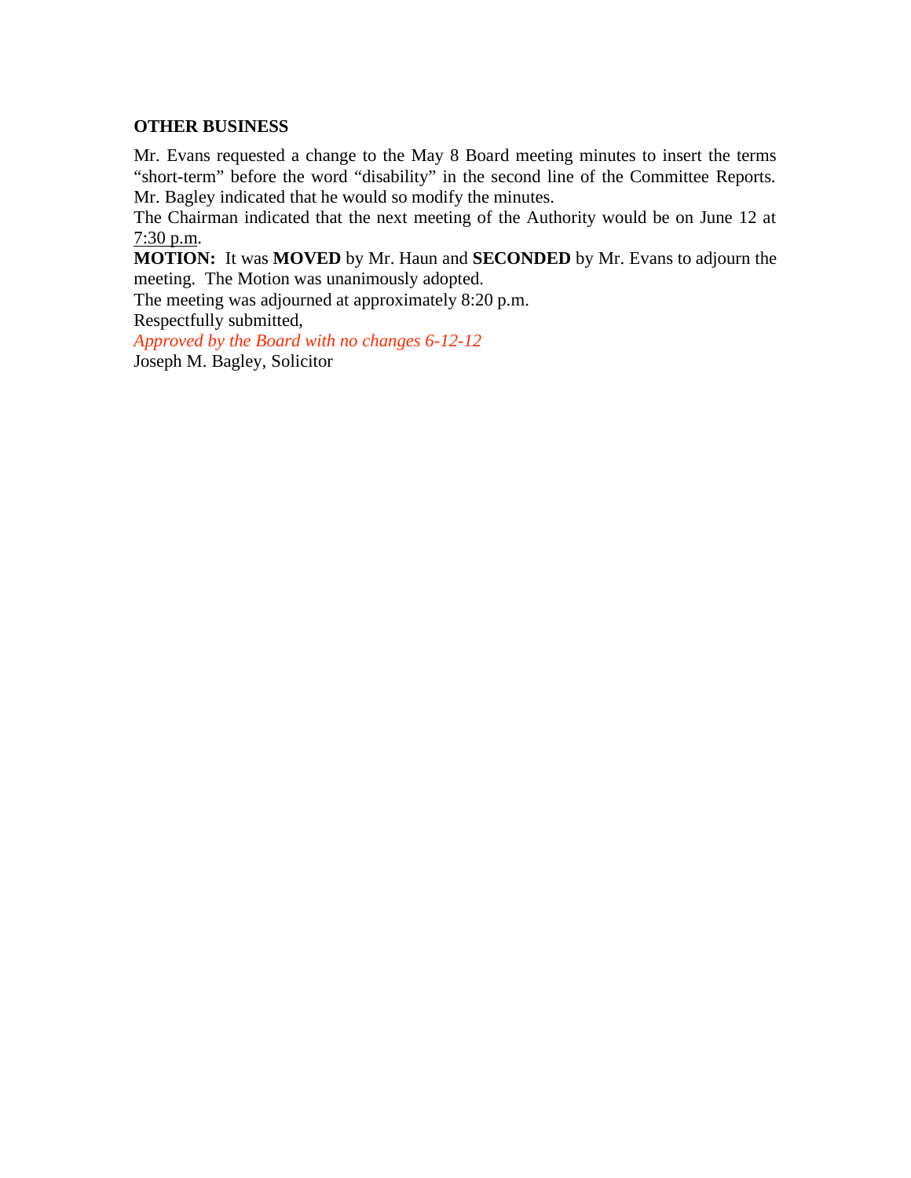**OTHER BUSINESS**

Mr. Evans requested a change to the May 8 Board meeting minutes to insert the terms "short-term" before the word "disability" in the second line of the Committee Reports. Mr. Bagley indicated that he would so modify the minutes.

The Chairman indicated that the next meeting of the Authority would be on June 12 at 7:30 p.m.

**MOTION:** It was **MOVED** by Mr. Haun and **SECONDED** by Mr. Evans to adjourn the meeting. The Motion was unanimously adopted.

The meeting was adjourned at approximately 8:20 p.m.

Respectfully submitted,

*Approved by the Board with no changes 6-12-12*

Joseph M. Bagley, Solicitor